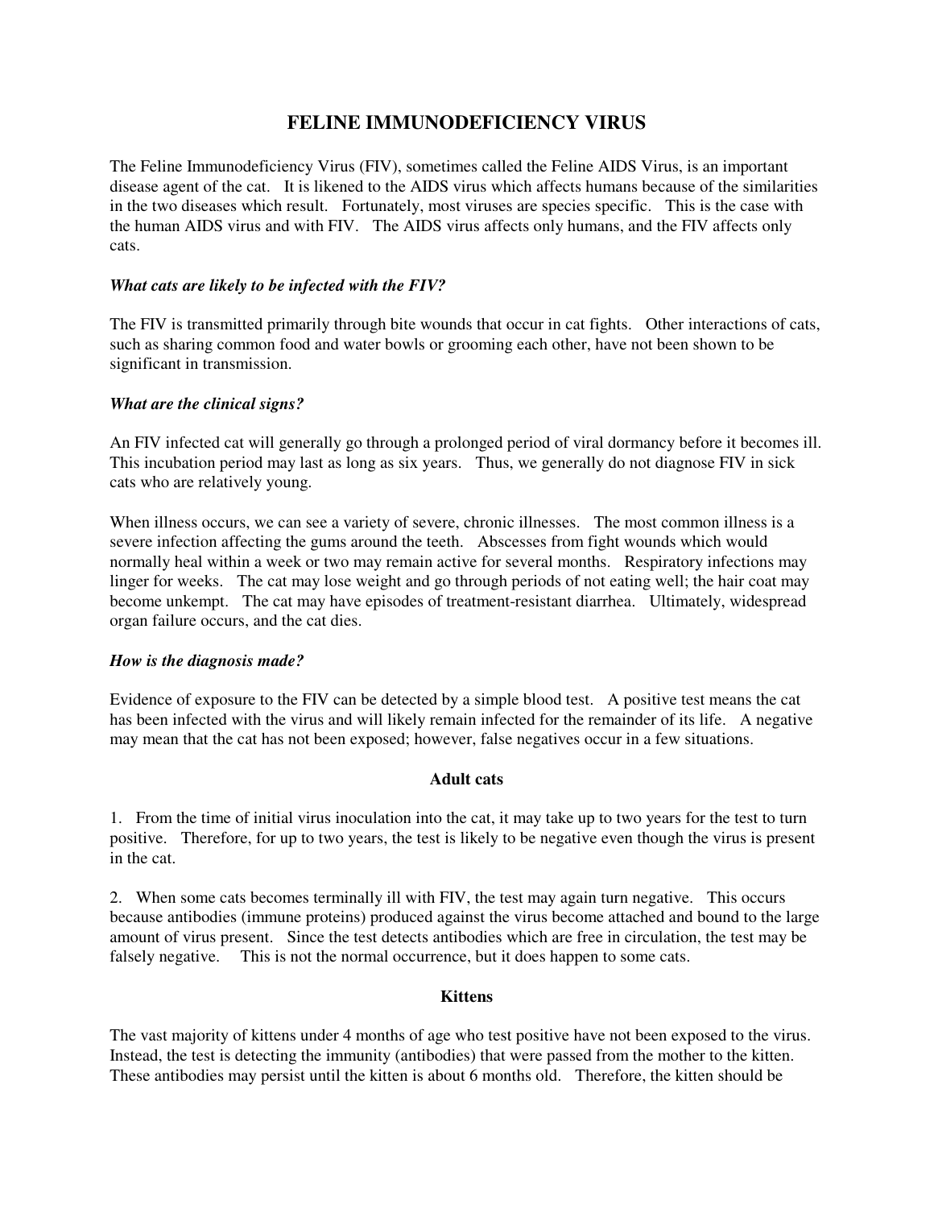# FELINE IMMUNODEFICIENCY VIRUS

The Feline Immunodeficiency Virus (FIV), sometimes called the Feline AIDS Virus, is an important disease agent of the cat. It is likened to the AIDS virus which affects humans because of the similarities in the two diseases which result. Fortunately, most viruses are species specific. This is the case with the human AIDS virus and with FIV. The AIDS virus affects only humans, and the FIV affects only cats.

***What cats are likely to be infected with the FIV?***

The FIV is transmitted primarily through bite wounds that occur in cat fights. Other interactions of cats, such as sharing common food and water bowls or grooming each other, have not been shown to be significant in transmission.

***What are the clinical signs?***

An FIV infected cat will generally go through a prolonged period of viral dormancy before it becomes ill. This incubation period may last as long as six years. Thus, we generally do not diagnose FIV in sick cats who are relatively young.

When illness occurs, we can see a variety of severe, chronic illnesses. The most common illness is a severe infection affecting the gums around the teeth. Abscesses from fight wounds which would normally heal within a week or two may remain active for several months. Respiratory infections may linger for weeks. The cat may lose weight and go through periods of not eating well; the hair coat may become unkempt. The cat may have episodes of treatment-resistant diarrhea. Ultimately, widespread organ failure occurs, and the cat dies.

***How is the diagnosis made?***

Evidence of exposure to the FIV can be detected by a simple blood test. A positive test means the cat has been infected with the virus and will likely remain infected for the remainder of its life. A negative may mean that the cat has not been exposed; however, false negatives occur in a few situations.

**Adult cats**

1. From the time of initial virus inoculation into the cat, it may take up to two years for the test to turn positive. Therefore, for up to two years, the test is likely to be negative even though the virus is present in the cat.

2. When some cats becomes terminally ill with FIV, the test may again turn negative. This occurs because antibodies (immune proteins) produced against the virus become attached and bound to the large amount of virus present. Since the test detects antibodies which are free in circulation, the test may be falsely negative. This is not the normal occurrence, but it does happen to some cats.

**Kittens**

The vast majority of kittens under 4 months of age who test positive have not been exposed to the virus. Instead, the test is detecting the immunity (antibodies) that were passed from the mother to the kitten. These antibodies may persist until the kitten is about 6 months old. Therefore, the kitten should be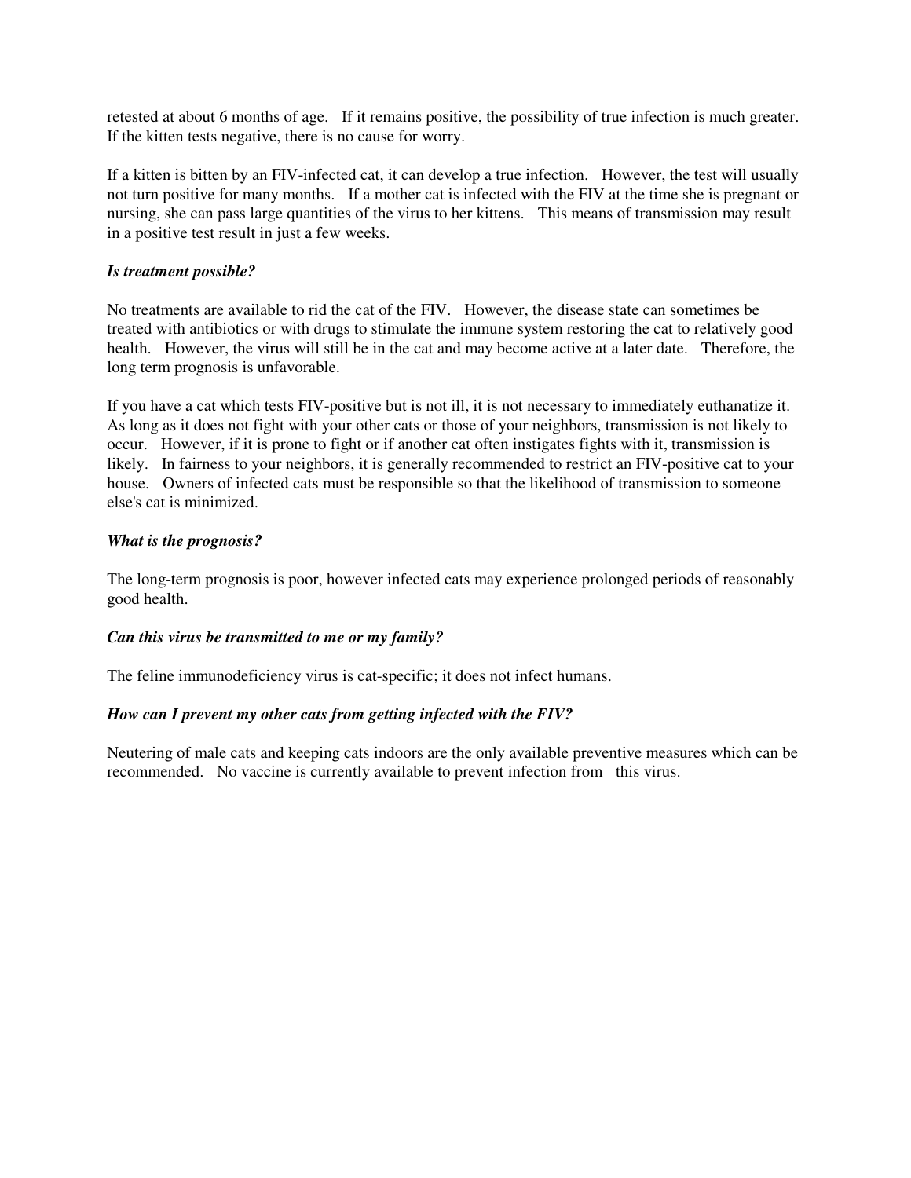retested at about 6 months of age. If it remains positive, the possibility of true infection is much greater. If the kitten tests negative, there is no cause for worry.

If a kitten is bitten by an FIV-infected cat, it can develop a true infection. However, the test will usually not turn positive for many months. If a mother cat is infected with the FIV at the time she is pregnant or nursing, she can pass large quantities of the virus to her kittens. This means of transmission may result in a positive test result in just a few weeks.

***Is treatment possible?***

No treatments are available to rid the cat of the FIV. However, the disease state can sometimes be treated with antibiotics or with drugs to stimulate the immune system restoring the cat to relatively good health. However, the virus will still be in the cat and may become active at a later date. Therefore, the long term prognosis is unfavorable.

If you have a cat which tests FIV-positive but is not ill, it is not necessary to immediately euthanatize it. As long as it does not fight with your other cats or those of your neighbors, transmission is not likely to occur. However, if it is prone to fight or if another cat often instigates fights with it, transmission is likely. In fairness to your neighbors, it is generally recommended to restrict an FIV-positive cat to your house. Owners of infected cats must be responsible so that the likelihood of transmission to someone else's cat is minimized.

***What is the prognosis?***

The long-term prognosis is poor, however infected cats may experience prolonged periods of reasonably good health.

***Can this virus be transmitted to me or my family?***

The feline immunodeficiency virus is cat-specific; it does not infect humans.

***How can I prevent my other cats from getting infected with the FIV?***

Neutering of male cats and keeping cats indoors are the only available preventive measures which can be recommended. No vaccine is currently available to prevent infection from this virus.